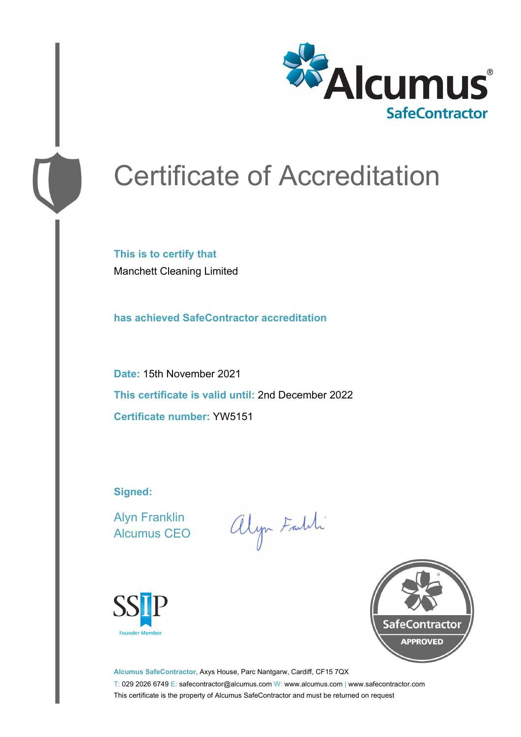Alcumus® SafeContractor

# Certificate of Accreditation

**This is to certify that**

Manchett Cleaning Limited

**has achieved SafeContractor accreditation**

**Date:** 15th November 2021

**This certificate is valid until:** 2nd December 2022

**Certificate number:** YW5151

**Signed:**

Alyn Franklin
Alcumus CEO

SSIP Founder Member

SafeContractor APPROVED

**Alcumus SafeContractor,** Axys House, Parc Nantgarw, Cardiff, CF15 7QX

T: 029 2026 6749 E: safecontractor@alcumus.com W: www.alcumus.com | www.safecontractor.com

This certificate is the property of Alcumus SafeContractor and must be returned on request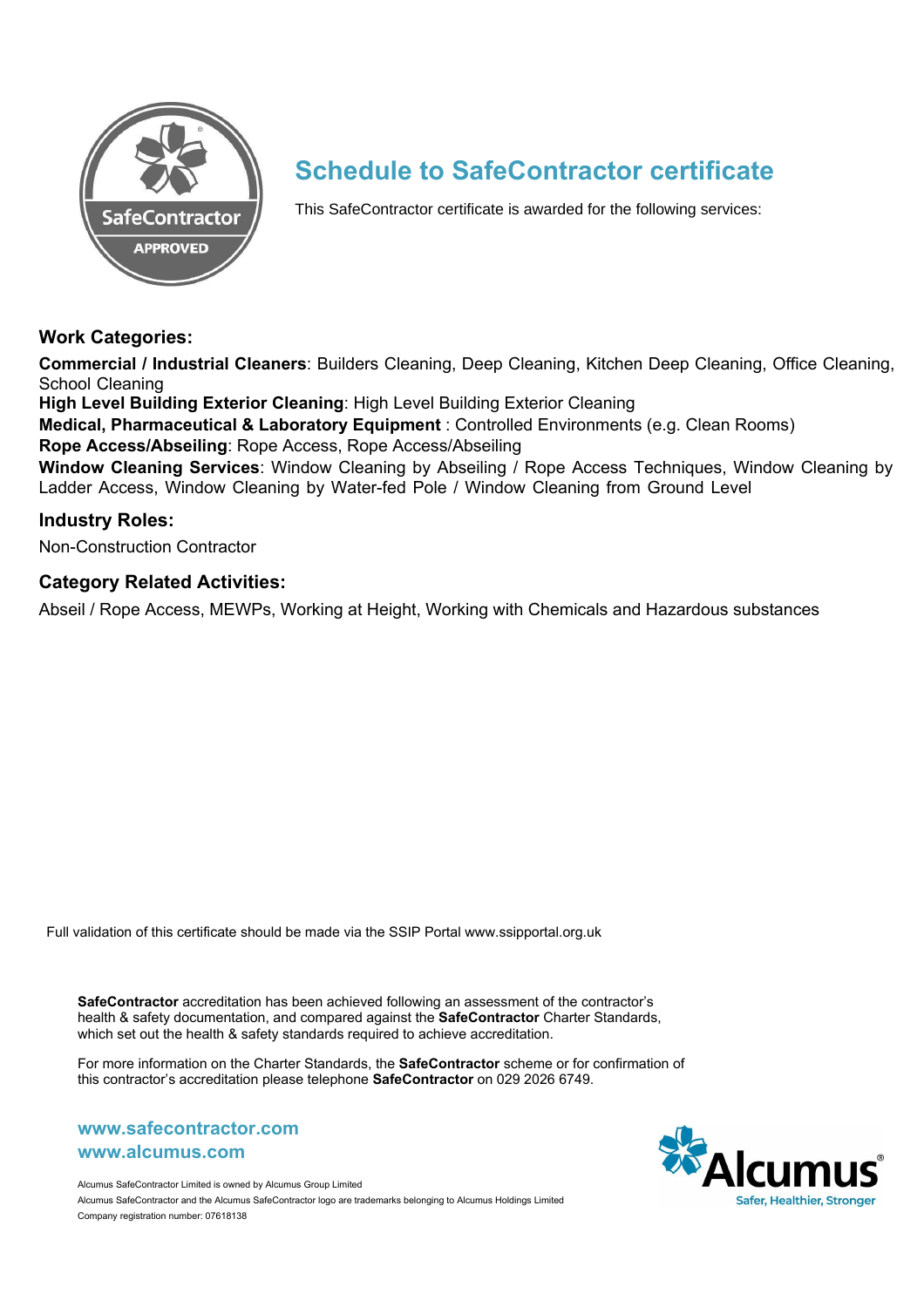# Schedule to SafeContractor certificate

This SafeContractor certificate is awarded for the following services:

### Work Categories:

**Commercial / Industrial Cleaners**: Builders Cleaning, Deep Cleaning, Kitchen Deep Cleaning, Office Cleaning, School Cleaning
**High Level Building Exterior Cleaning**: High Level Building Exterior Cleaning
**Medical, Pharmaceutical & Laboratory Equipment** : Controlled Environments (e.g. Clean Rooms)
**Rope Access/Abseiling**: Rope Access, Rope Access/Abseiling
**Window Cleaning Services**: Window Cleaning by Abseiling / Rope Access Techniques, Window Cleaning by Ladder Access, Window Cleaning by Water-fed Pole / Window Cleaning from Ground Level

### Industry Roles:

Non-Construction Contractor

### Category Related Activities:

Abseil / Rope Access, MEWPs, Working at Height, Working with Chemicals and Hazardous substances

Full validation of this certificate should be made via the SSIP Portal www.ssipportal.org.uk

**SafeContractor** accreditation has been achieved following an assessment of the contractor's health & safety documentation, and compared against the **SafeContractor** Charter Standards, which set out the health & safety standards required to achieve accreditation.

For more information on the Charter Standards, the **SafeContractor** scheme or for confirmation of this contractor's accreditation please telephone **SafeContractor** on 029 2026 6749.

**www.safecontractor.com**
**www.alcumus.com**

Alcumus SafeContractor Limited is owned by Alcumus Group Limited
Alcumus SafeContractor and the Alcumus SafeContractor logo are trademarks belonging to Alcumus Holdings Limited
Company registration number: 07618138

Alcumus® Safer, Healthier, Stronger